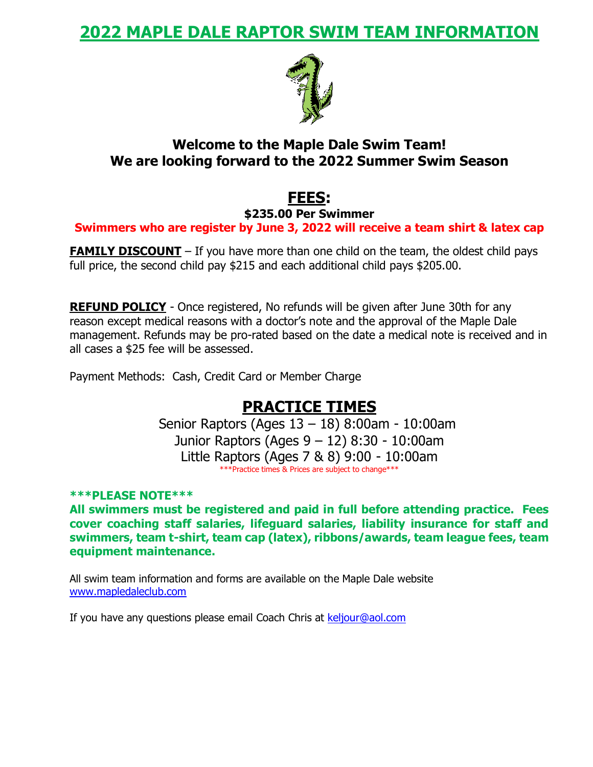# 2022 MAPLE DALE RAPTOR SWIM TEAM INFORMATION

## Welcome to the Maple Dale Swim Team!
## We are looking forward to the 2022 Summer Swim Season

## FEES:

**$235.00 Per Swimmer**

**Swimmers who are register by June 3, 2022 will receive a team shirt & latex cap**

**FAMILY DISCOUNT** – If you have more than one child on the team, the oldest child pays full price, the second child pay $215 and each additional child pays $205.00.

**REFUND POLICY** - Once registered, No refunds will be given after June 30th for any reason except medical reasons with a doctor's note and the approval of the Maple Dale management. Refunds may be pro-rated based on the date a medical note is received and in all cases a $25 fee will be assessed.

Payment Methods: Cash, Credit Card or Member Charge

## PRACTICE TIMES

Senior Raptors (Ages 13 – 18) 8:00am - 10:00am
Junior Raptors (Ages 9 – 12) 8:30 - 10:00am
Little Raptors (Ages 7 & 8) 9:00 - 10:00am

***Practice times & Prices are subject to change***

**\*\*\*PLEASE NOTE\*\*\***

**All swimmers must be registered and paid in full before attending practice. Fees cover coaching staff salaries, lifeguard salaries, liability insurance for staff and swimmers, team t-shirt, team cap (latex), ribbons/awards, team league fees, team equipment maintenance.**

All swim team information and forms are available on the Maple Dale website www.mapledaleclub.com

If you have any questions please email Coach Chris at keljour@aol.com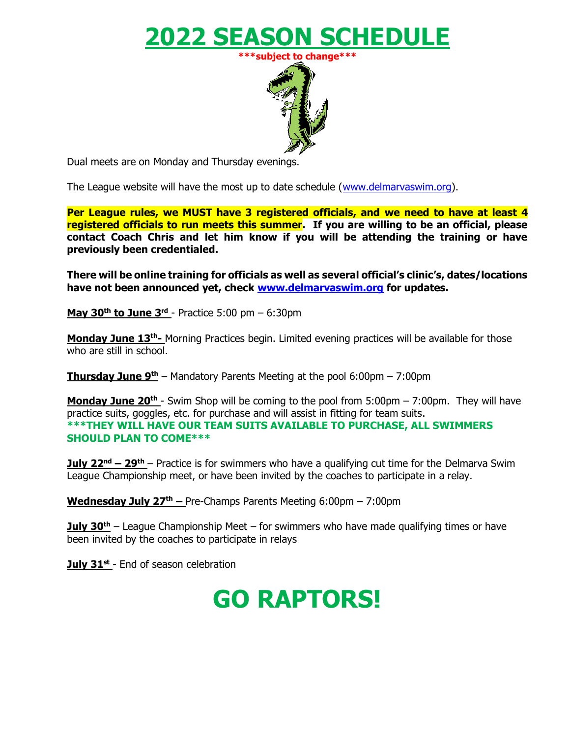# 2022 SEASON SCHEDULE

***subject to change***

Dual meets are on Monday and Thursday evenings.

The League website will have the most up to date schedule (www.delmarvaswim.org).

**Per League rules, we MUST have 3 registered officials, and we need to have at least 4 registered officials to run meets this summer. If you are willing to be an official, please contact Coach Chris and let him know if you will be attending the training or have previously been credentialed.**

**There will be online training for officials as well as several official's clinic's, dates/locations have not been announced yet, check www.delmarvaswim.org for updates.**

**May 30th to June 3rd** - Practice 5:00 pm – 6:30pm

**Monday June 13th-** Morning Practices begin. Limited evening practices will be available for those who are still in school.

**Thursday June 9th** – Mandatory Parents Meeting at the pool 6:00pm – 7:00pm

**Monday June 20th** - Swim Shop will be coming to the pool from 5:00pm – 7:00pm. They will have practice suits, goggles, etc. for purchase and will assist in fitting for team suits.
**\*\*\*THEY WILL HAVE OUR TEAM SUITS AVAILABLE TO PURCHASE, ALL SWIMMERS SHOULD PLAN TO COME\*\*\***

**July 22nd – 29th** – Practice is for swimmers who have a qualifying cut time for the Delmarva Swim League Championship meet, or have been invited by the coaches to participate in a relay.

**Wednesday July 27th –** Pre-Champs Parents Meeting 6:00pm – 7:00pm

**July 30th** – League Championship Meet – for swimmers who have made qualifying times or have been invited by the coaches to participate in relays

**July 31st** - End of season celebration

# GO RAPTORS!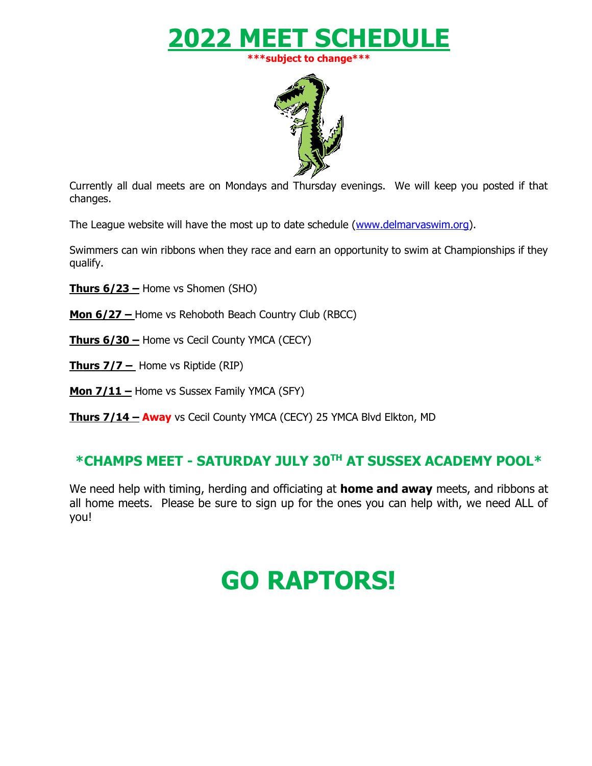# 2022 MEET SCHEDULE

**\*\*\*subject to change\*\*\***

Currently all dual meets are on Mondays and Thursday evenings. We will keep you posted if that changes.

The League website will have the most up to date schedule (www.delmarvaswim.org).

Swimmers can win ribbons when they race and earn an opportunity to swim at Championships if they qualify.

**Thurs 6/23 –** Home vs Shomen (SHO)

**Mon 6/27 –** Home vs Rehoboth Beach Country Club (RBCC)

**Thurs 6/30 –** Home vs Cecil County YMCA (CECY)

**Thurs 7/7 –** Home vs Riptide (RIP)

**Mon 7/11 –** Home vs Sussex Family YMCA (SFY)

**Thurs 7/14 –** **Away** vs Cecil County YMCA (CECY) 25 YMCA Blvd Elkton, MD

### *CHAMPS MEET - SATURDAY JULY 30TH AT SUSSEX ACADEMY POOL*

We need help with timing, herding and officiating at **home and away** meets, and ribbons at all home meets. Please be sure to sign up for the ones you can help with, we need ALL of you!

# GO RAPTORS!